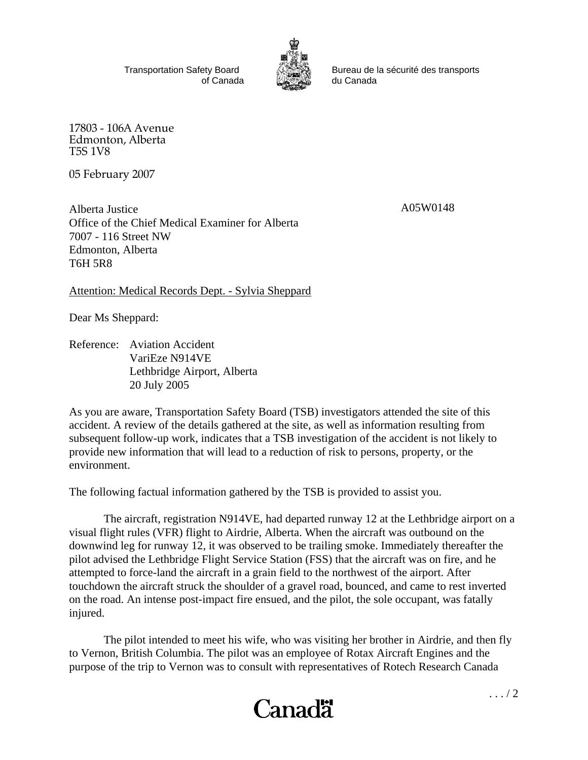Transportation Safety Board of Canada

Bureau de la sécurité des transports du Canada

17803 - 106A Avenue
Edmonton, Alberta
T5S 1V8

05 February 2007

A05W0148

Alberta Justice
Office of the Chief Medical Examiner for Alberta
7007 - 116 Street NW
Edmonton, Alberta
T6H 5R8

Attention: Medical Records Dept. - Sylvia Sheppard

Dear Ms Sheppard:

Reference: Aviation Accident
VariEze N914VE
Lethbridge Airport, Alberta
20 July 2005

As you are aware, Transportation Safety Board (TSB) investigators attended the site of this accident. A review of the details gathered at the site, as well as information resulting from subsequent follow-up work, indicates that a TSB investigation of the accident is not likely to provide new information that will lead to a reduction of risk to persons, property, or the environment.

The following factual information gathered by the TSB is provided to assist you.

The aircraft, registration N914VE, had departed runway 12 at the Lethbridge airport on a visual flight rules (VFR) flight to Airdrie, Alberta. When the aircraft was outbound on the downwind leg for runway 12, it was observed to be trailing smoke. Immediately thereafter the pilot advised the Lethbridge Flight Service Station (FSS) that the aircraft was on fire, and he attempted to force-land the aircraft in a grain field to the northwest of the airport. After touchdown the aircraft struck the shoulder of a gravel road, bounced, and came to rest inverted on the road. An intense post-impact fire ensued, and the pilot, the sole occupant, was fatally injured.

The pilot intended to meet his wife, who was visiting her brother in Airdrie, and then fly to Vernon, British Columbia. The pilot was an employee of Rotax Aircraft Engines and the purpose of the trip to Vernon was to consult with representatives of Rotech Research Canada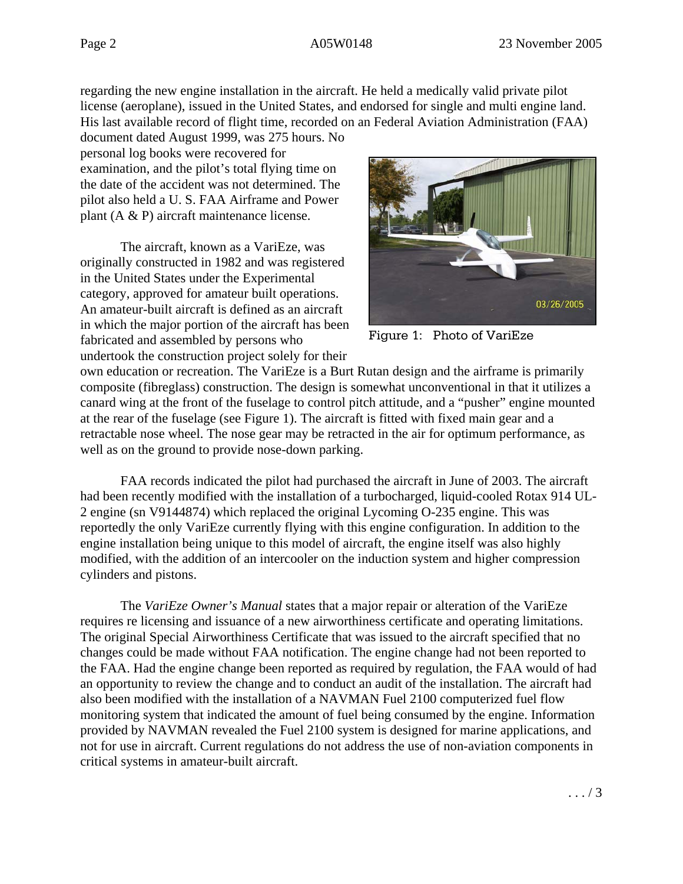regarding the new engine installation in the aircraft. He held a medically valid private pilot license (aeroplane), issued in the United States, and endorsed for single and multi engine land. His last available record of flight time, recorded on an Federal Aviation Administration (FAA) document dated August 1999, was 275 hours. No personal log books were recovered for examination, and the pilot's total flying time on the date of the accident was not determined. The pilot also held a U. S. FAA Airframe and Power plant (A & P) aircraft maintenance license.

The aircraft, known as a VariEze, was originally constructed in 1982 and was registered in the United States under the Experimental category, approved for amateur built operations. An amateur-built aircraft is defined as an aircraft in which the major portion of the aircraft has been fabricated and assembled by persons who undertook the construction project solely for their own education or recreation. The VariEze is a Burt Rutan design and the airframe is primarily composite (fibreglass) construction. The design is somewhat unconventional in that it utilizes a canard wing at the front of the fuselage to control pitch attitude, and a "pusher" engine mounted at the rear of the fuselage (see Figure 1). The aircraft is fitted with fixed main gear and a retractable nose wheel. The nose gear may be retracted in the air for optimum performance, as well as on the ground to provide nose-down parking.

Figure 1: Photo of VariEze

FAA records indicated the pilot had purchased the aircraft in June of 2003. The aircraft had been recently modified with the installation of a turbocharged, liquid-cooled Rotax 914 UL-2 engine (sn V9144874) which replaced the original Lycoming O-235 engine. This was reportedly the only VariEze currently flying with this engine configuration. In addition to the engine installation being unique to this model of aircraft, the engine itself was also highly modified, with the addition of an intercooler on the induction system and higher compression cylinders and pistons.

The *VariEze Owner's Manual* states that a major repair or alteration of the VariEze requires re licensing and issuance of a new airworthiness certificate and operating limitations. The original Special Airworthiness Certificate that was issued to the aircraft specified that no changes could be made without FAA notification. The engine change had not been reported to the FAA. Had the engine change been reported as required by regulation, the FAA would of had an opportunity to review the change and to conduct an audit of the installation. The aircraft had also been modified with the installation of a NAVMAN Fuel 2100 computerized fuel flow monitoring system that indicated the amount of fuel being consumed by the engine. Information provided by NAVMAN revealed the Fuel 2100 system is designed for marine applications, and not for use in aircraft. Current regulations do not address the use of non-aviation components in critical systems in amateur-built aircraft.

. . . / 3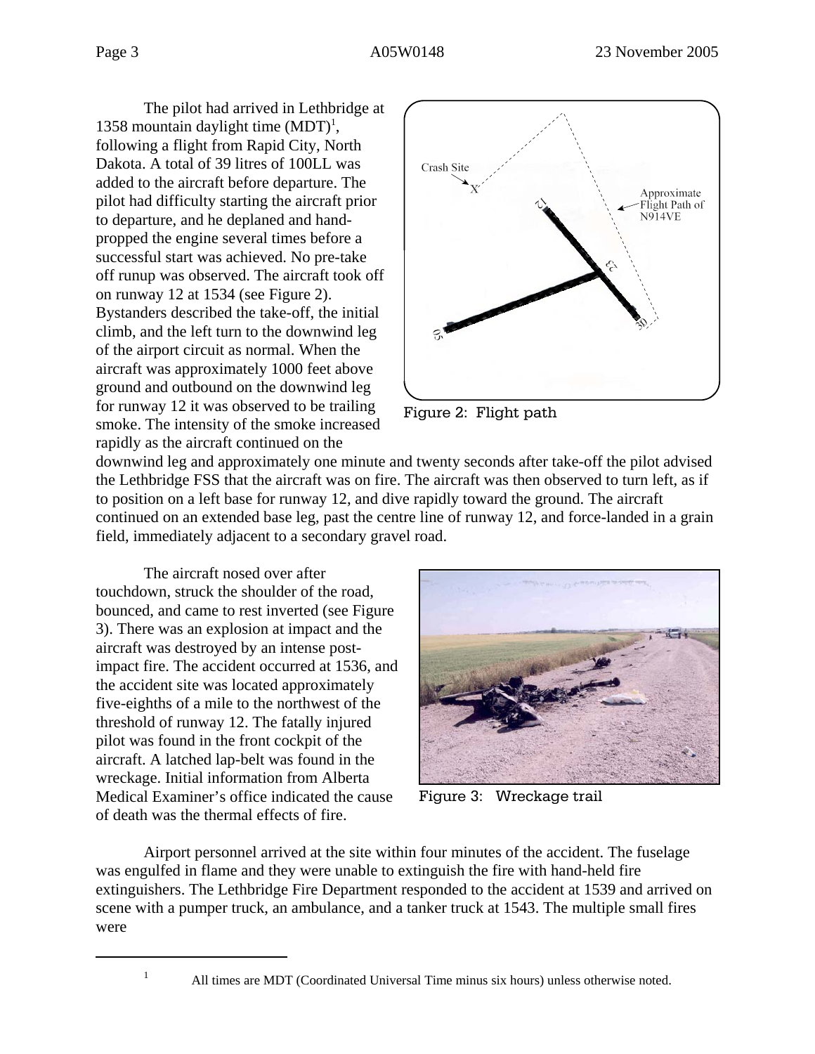The pilot had arrived in Lethbridge at 1358 mountain daylight time (MDT)[1], following a flight from Rapid City, North Dakota. A total of 39 litres of 100LL was added to the aircraft before departure. The pilot had difficulty starting the aircraft prior to departure, and he deplaned and hand-propped the engine several times before a successful start was achieved. No pre-take off runup was observed. The aircraft took off on runway 12 at 1534 (see Figure 2). Bystanders described the take-off, the initial climb, and the left turn to the downwind leg of the airport circuit as normal. When the aircraft was approximately 1000 feet above ground and outbound on the downwind leg for runway 12 it was observed to be trailing smoke. The intensity of the smoke increased rapidly as the aircraft continued on the downwind leg and approximately one minute and twenty seconds after take-off the pilot advised the Lethbridge FSS that the aircraft was on fire. The aircraft was then observed to turn left, as if to position on a left base for runway 12, and dive rapidly toward the ground. The aircraft continued on an extended base leg, past the centre line of runway 12, and force-landed in a grain field, immediately adjacent to a secondary gravel road.

Figure 2: Flight path

The aircraft nosed over after touchdown, struck the shoulder of the road, bounced, and came to rest inverted (see Figure 3). There was an explosion at impact and the aircraft was destroyed by an intense post-impact fire. The accident occurred at 1536, and the accident site was located approximately five-eighths of a mile to the northwest of the threshold of runway 12. The fatally injured pilot was found in the front cockpit of the aircraft. A latched lap-belt was found in the wreckage. Initial information from Alberta Medical Examiner's office indicated the cause of death was the thermal effects of fire.

Figure 3: Wreckage trail

Airport personnel arrived at the site within four minutes of the accident. The fuselage was engulfed in flame and they were unable to extinguish the fire with hand-held fire extinguishers. The Lethbridge Fire Department responded to the accident at 1539 and arrived on scene with a pumper truck, an ambulance, and a tanker truck at 1543. The multiple small fires were

[1] All times are MDT (Coordinated Universal Time minus six hours) unless otherwise noted.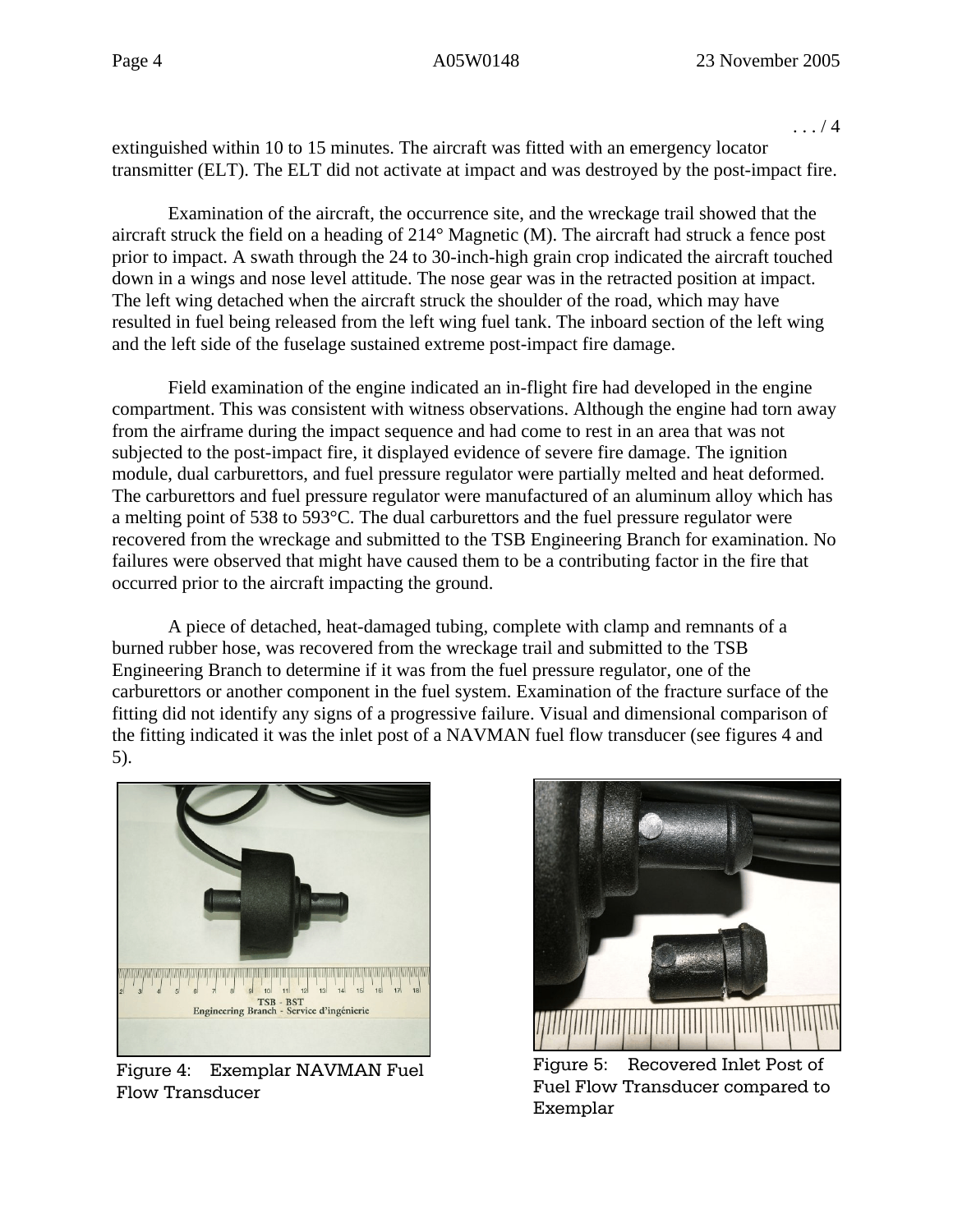. . . / 4

extinguished within 10 to 15 minutes. The aircraft was fitted with an emergency locator transmitter (ELT). The ELT did not activate at impact and was destroyed by the post-impact fire.

Examination of the aircraft, the occurrence site, and the wreckage trail showed that the aircraft struck the field on a heading of 214° Magnetic (M). The aircraft had struck a fence post prior to impact. A swath through the 24 to 30-inch-high grain crop indicated the aircraft touched down in a wings and nose level attitude. The nose gear was in the retracted position at impact. The left wing detached when the aircraft struck the shoulder of the road, which may have resulted in fuel being released from the left wing fuel tank. The inboard section of the left wing and the left side of the fuselage sustained extreme post-impact fire damage.

Field examination of the engine indicated an in-flight fire had developed in the engine compartment. This was consistent with witness observations. Although the engine had torn away from the airframe during the impact sequence and had come to rest in an area that was not subjected to the post-impact fire, it displayed evidence of severe fire damage. The ignition module, dual carburettors, and fuel pressure regulator were partially melted and heat deformed. The carburettors and fuel pressure regulator were manufactured of an aluminum alloy which has a melting point of 538 to 593°C. The dual carburettors and the fuel pressure regulator were recovered from the wreckage and submitted to the TSB Engineering Branch for examination. No failures were observed that might have caused them to be a contributing factor in the fire that occurred prior to the aircraft impacting the ground.

A piece of detached, heat-damaged tubing, complete with clamp and remnants of a burned rubber hose, was recovered from the wreckage trail and submitted to the TSB Engineering Branch to determine if it was from the fuel pressure regulator, one of the carburettors or another component in the fuel system. Examination of the fracture surface of the fitting did not identify any signs of a progressive failure. Visual and dimensional comparison of the fitting indicated it was the inlet post of a NAVMAN fuel flow transducer (see figures 4 and 5).

Figure 4: Exemplar NAVMAN Fuel Flow Transducer

Figure 5: Recovered Inlet Post of Fuel Flow Transducer compared to Exemplar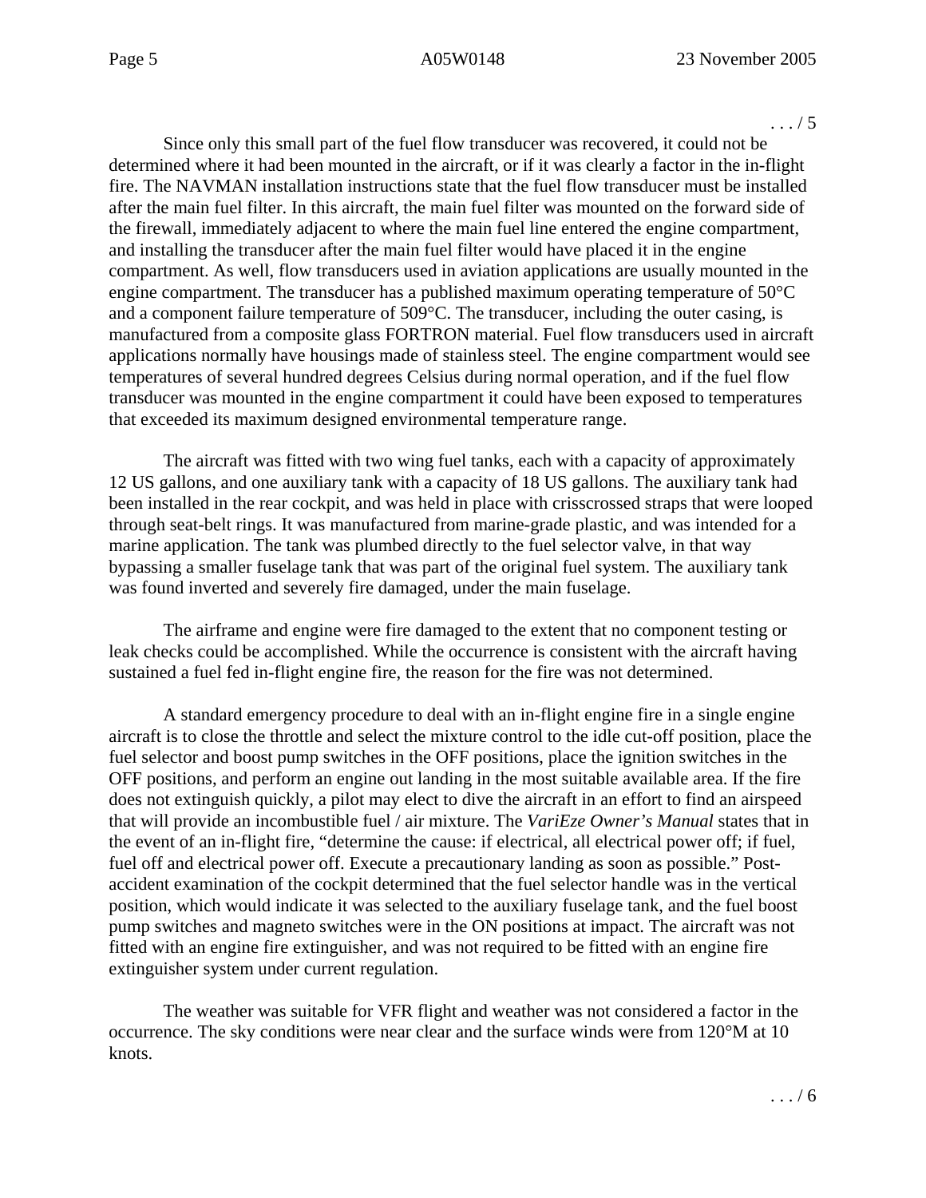Since only this small part of the fuel flow transducer was recovered, it could not be determined where it had been mounted in the aircraft, or if it was clearly a factor in the in-flight fire. The NAVMAN installation instructions state that the fuel flow transducer must be installed after the main fuel filter. In this aircraft, the main fuel filter was mounted on the forward side of the firewall, immediately adjacent to where the main fuel line entered the engine compartment, and installing the transducer after the main fuel filter would have placed it in the engine compartment. As well, flow transducers used in aviation applications are usually mounted in the engine compartment. The transducer has a published maximum operating temperature of 50°C and a component failure temperature of 509°C. The transducer, including the outer casing, is manufactured from a composite glass FORTRON material. Fuel flow transducers used in aircraft applications normally have housings made of stainless steel. The engine compartment would see temperatures of several hundred degrees Celsius during normal operation, and if the fuel flow transducer was mounted in the engine compartment it could have been exposed to temperatures that exceeded its maximum designed environmental temperature range.

The aircraft was fitted with two wing fuel tanks, each with a capacity of approximately 12 US gallons, and one auxiliary tank with a capacity of 18 US gallons. The auxiliary tank had been installed in the rear cockpit, and was held in place with crisscrossed straps that were looped through seat-belt rings. It was manufactured from marine-grade plastic, and was intended for a marine application. The tank was plumbed directly to the fuel selector valve, in that way bypassing a smaller fuselage tank that was part of the original fuel system. The auxiliary tank was found inverted and severely fire damaged, under the main fuselage.

The airframe and engine were fire damaged to the extent that no component testing or leak checks could be accomplished. While the occurrence is consistent with the aircraft having sustained a fuel fed in-flight engine fire, the reason for the fire was not determined.

A standard emergency procedure to deal with an in-flight engine fire in a single engine aircraft is to close the throttle and select the mixture control to the idle cut-off position, place the fuel selector and boost pump switches in the OFF positions, place the ignition switches in the OFF positions, and perform an engine out landing in the most suitable available area. If the fire does not extinguish quickly, a pilot may elect to dive the aircraft in an effort to find an airspeed that will provide an incombustible fuel / air mixture. The *VariEze Owner's Manual* states that in the event of an in-flight fire, "determine the cause: if electrical, all electrical power off; if fuel, fuel off and electrical power off. Execute a precautionary landing as soon as possible." Post-accident examination of the cockpit determined that the fuel selector handle was in the vertical position, which would indicate it was selected to the auxiliary fuselage tank, and the fuel boost pump switches and magneto switches were in the ON positions at impact. The aircraft was not fitted with an engine fire extinguisher, and was not required to be fitted with an engine fire extinguisher system under current regulation.

The weather was suitable for VFR flight and weather was not considered a factor in the occurrence. The sky conditions were near clear and the surface winds were from 120°M at 10 knots.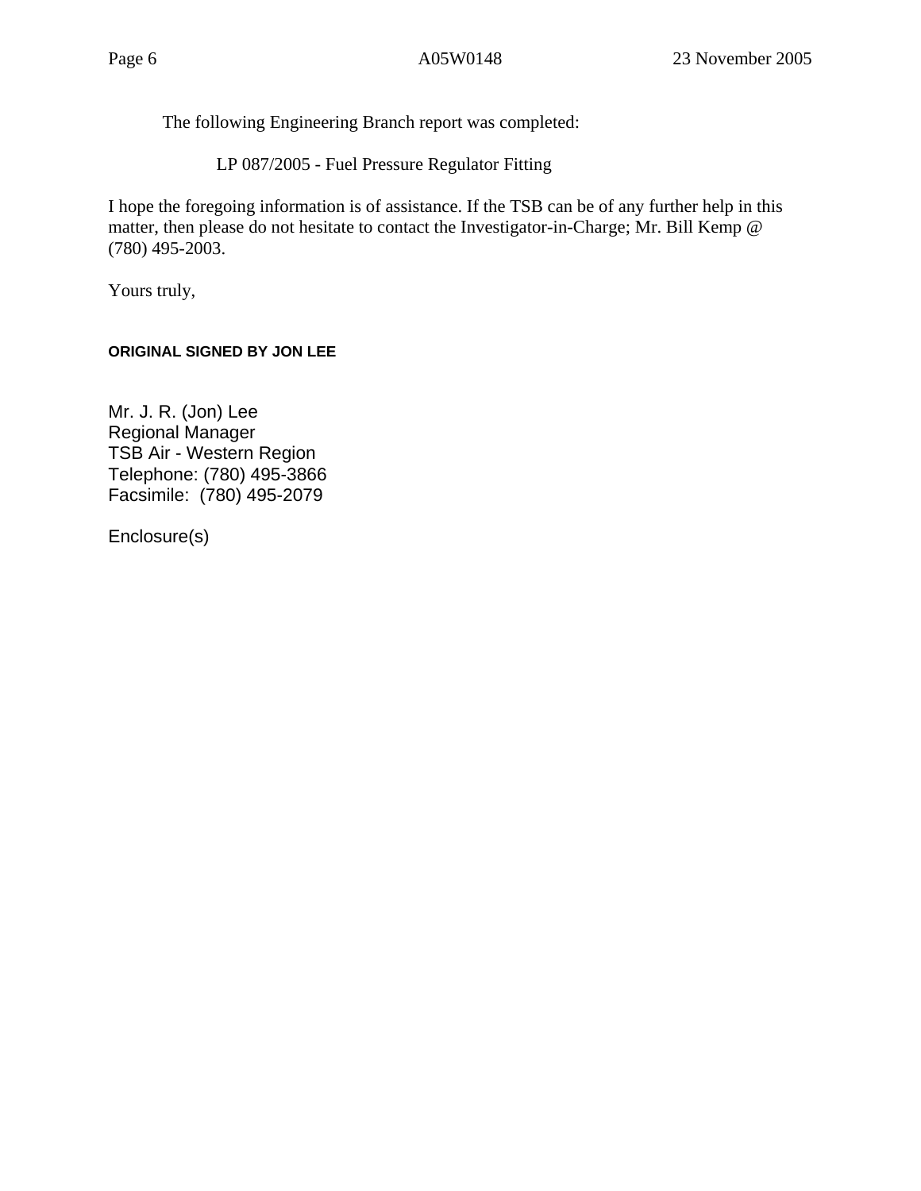The following Engineering Branch report was completed:

LP 087/2005 - Fuel Pressure Regulator Fitting

I hope the foregoing information is of assistance. If the TSB can be of any further help in this matter, then please do not hesitate to contact the Investigator-in-Charge; Mr. Bill Kemp @ (780) 495-2003.

Yours truly,

**ORIGINAL SIGNED BY JON LEE**

Mr. J. R. (Jon) Lee
Regional Manager
TSB Air - Western Region
Telephone: (780) 495-3866
Facsimile: (780) 495-2079

Enclosure(s)